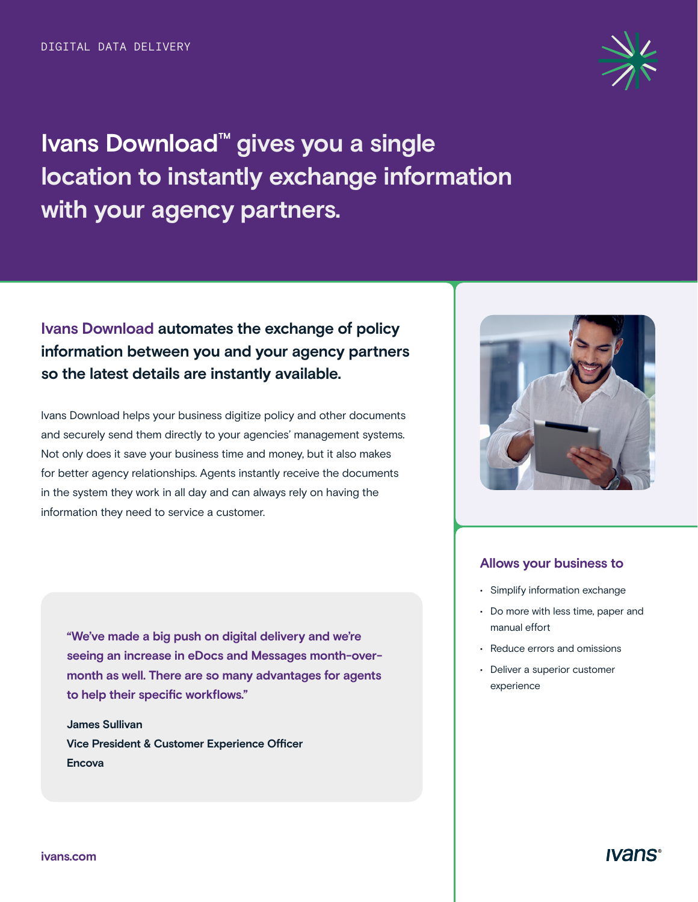DIGITAL DATA DELIVERY

# Ivans Download™ gives you a single location to instantly exchange information with your agency partners.

## Ivans Download automates the exchange of policy information between you and your agency partners so the latest details are instantly available.

Ivans Download helps your business digitize policy and other documents and securely send them directly to your agencies' management systems. Not only does it save your business time and money, but it also makes for better agency relationships. Agents instantly receive the documents in the system they work in all day and can always rely on having the information they need to service a customer.

> **"We've made a big push on digital delivery and we're seeing an increase in eDocs and Messages month-over-month as well. There are so many advantages for agents to help their specific workflows."**
>
> **James Sullivan**
> **Vice President & Customer Experience Officer**
> **Encova**

### Allows your business to

- Simplify information exchange
- Do more with less time, paper and manual effort
- Reduce errors and omissions
- Deliver a superior customer experience

ivans.com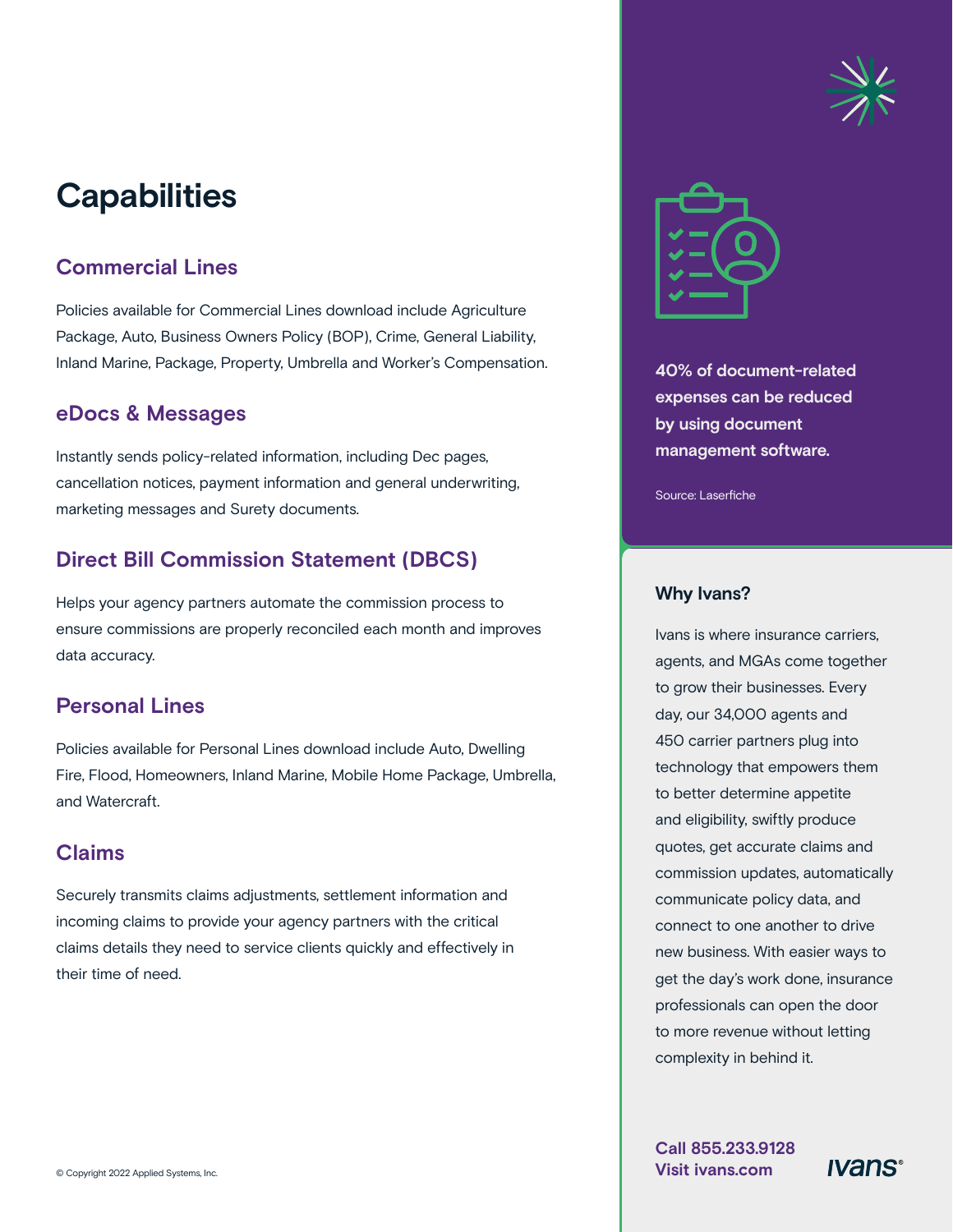# Capabilities

## Commercial Lines

Policies available for Commercial Lines download include Agriculture Package, Auto, Business Owners Policy (BOP), Crime, General Liability, Inland Marine, Package, Property, Umbrella and Worker's Compensation.

## eDocs & Messages

Instantly sends policy-related information, including Dec pages, cancellation notices, payment information and general underwriting, marketing messages and Surety documents.

## Direct Bill Commission Statement (DBCS)

Helps your agency partners automate the commission process to ensure commissions are properly reconciled each month and improves data accuracy.

## Personal Lines

Policies available for Personal Lines download include Auto, Dwelling Fire, Flood, Homeowners, Inland Marine, Mobile Home Package, Umbrella, and Watercraft.

## Claims

Securely transmits claims adjustments, settlement information and incoming claims to provide your agency partners with the critical claims details they need to service clients quickly and effectively in their time of need.

**40% of document-related expenses can be reduced by using document management software.**

Source: Laserfiche

### Why Ivans?

Ivans is where insurance carriers, agents, and MGAs come together to grow their businesses. Every day, our 34,000 agents and 450 carrier partners plug into technology that empowers them to better determine appetite and eligibility, swiftly produce quotes, get accurate claims and commission updates, automatically communicate policy data, and connect to one another to drive new business. With easier ways to get the day's work done, insurance professionals can open the door to more revenue without letting complexity in behind it.

**Call 855.233.9128**
**Visit ivans.com**

ivans®

© Copyright 2022 Applied Systems, Inc.